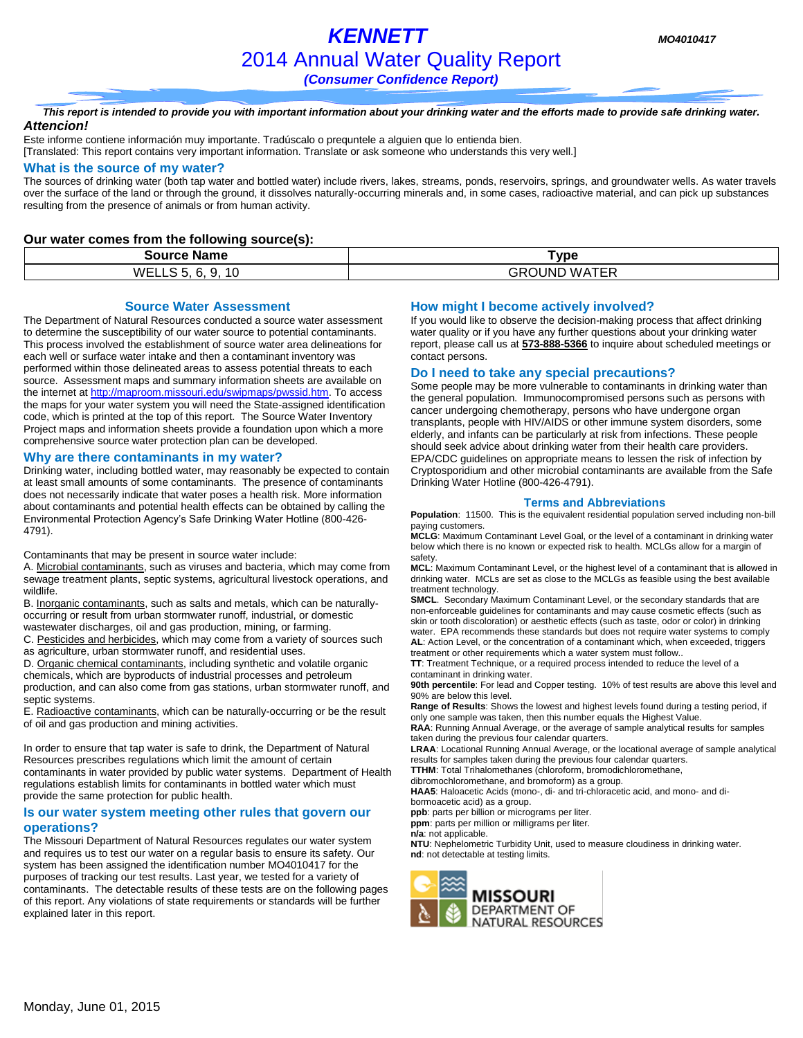# KENNETT

MO4010417

## 2014 Annual Water Quality Report

***(Consumer Confidence Report)***

***This report is intended to provide you with important information about your drinking water and the efforts made to provide safe drinking water.***

***Attencion!***

Este informe contiene información muy importante. Tradúscalo o prequntele a alguien que lo entienda bien.
[Translated: This report contains very important information. Translate or ask someone who understands this very well.]

### What is the source of my water?

The sources of drinking water (both tap water and bottled water) include rivers, lakes, streams, ponds, reservoirs, springs, and groundwater wells. As water travels over the surface of the land or through the ground, it dissolves naturally-occurring minerals and, in some cases, radioactive material, and can pick up substances resulting from the presence of animals or from human activity.

**Our water comes from the following source(s):**

| Source Name | Type |
|---|---|
| WELLS 5, 6, 9, 10 | GROUND WATER |

### Source Water Assessment

The Department of Natural Resources conducted a source water assessment to determine the susceptibility of our water source to potential contaminants. This process involved the establishment of source water area delineations for each well or surface water intake and then a contaminant inventory was performed within those delineated areas to assess potential threats to each source. Assessment maps and summary information sheets are available on the internet at http://maproom.missouri.edu/swipmaps/pwssid.htm. To access the maps for your water system you will need the State-assigned identification code, which is printed at the top of this report. The Source Water Inventory Project maps and information sheets provide a foundation upon which a more comprehensive source water protection plan can be developed.

### Why are there contaminants in my water?

Drinking water, including bottled water, may reasonably be expected to contain at least small amounts of some contaminants. The presence of contaminants does not necessarily indicate that water poses a health risk. More information about contaminants and potential health effects can be obtained by calling the Environmental Protection Agency's Safe Drinking Water Hotline (800-426-4791).

Contaminants that may be present in source water include:

A. Microbial contaminants, such as viruses and bacteria, which may come from sewage treatment plants, septic systems, agricultural livestock operations, and wildlife.
B. Inorganic contaminants, such as salts and metals, which can be naturally-occurring or result from urban stormwater runoff, industrial, or domestic wastewater discharges, oil and gas production, mining, or farming.
C. Pesticides and herbicides, which may come from a variety of sources such as agriculture, urban stormwater runoff, and residential uses.
D. Organic chemical contaminants, including synthetic and volatile organic chemicals, which are byproducts of industrial processes and petroleum production, and can also come from gas stations, urban stormwater runoff, and septic systems.
E. Radioactive contaminants, which can be naturally-occurring or be the result of oil and gas production and mining activities.

In order to ensure that tap water is safe to drink, the Department of Natural Resources prescribes regulations which limit the amount of certain contaminants in water provided by public water systems. Department of Health regulations establish limits for contaminants in bottled water which must provide the same protection for public health.

### Is our water system meeting other rules that govern our operations?

The Missouri Department of Natural Resources regulates our water system and requires us to test our water on a regular basis to ensure its safety. Our system has been assigned the identification number MO4010417 for the purposes of tracking our test results. Last year, we tested for a variety of contaminants. The detectable results of these tests are on the following pages of this report. Any violations of state requirements or standards will be further explained later in this report.

### How might I become actively involved?

If you would like to observe the decision-making process that affect drinking water quality or if you have any further questions about your drinking water report, please call us at **573-888-5366** to inquire about scheduled meetings or contact persons.

### Do I need to take any special precautions?

Some people may be more vulnerable to contaminants in drinking water than the general population. Immunocompromised persons such as persons with cancer undergoing chemotherapy, persons who have undergone organ transplants, people with HIV/AIDS or other immune system disorders, some elderly, and infants can be particularly at risk from infections. These people should seek advice about drinking water from their health care providers. EPA/CDC guidelines on appropriate means to lessen the risk of infection by Cryptosporidium and other microbial contaminants are available from the Safe Drinking Water Hotline (800-426-4791).

### Terms and Abbreviations

**Population**: 11500. This is the equivalent residential population served including non-bill paying customers.
**MCLG**: Maximum Contaminant Level Goal, or the level of a contaminant in drinking water below which there is no known or expected risk to health. MCLGs allow for a margin of safety.
**MCL**: Maximum Contaminant Level, or the highest level of a contaminant that is allowed in drinking water. MCLs are set as close to the MCLGs as feasible using the best available treatment technology.
**SMCL**. Secondary Maximum Contaminant Level, or the secondary standards that are non-enforceable guidelines for contaminants and may cause cosmetic effects (such as skin or tooth discoloration) or aesthetic effects (such as taste, odor or color) in drinking water. EPA recommends these standards but does not require water systems to comply
**AL**: Action Level, or the concentration of a contaminant which, when exceeded, triggers treatment or other requirements which a water system must follow..
**TT**: Treatment Technique, or a required process intended to reduce the level of a contaminant in drinking water.
**90th percentile**: For lead and Copper testing. 10% of test results are above this level and 90% are below this level.
**Range of Results**: Shows the lowest and highest levels found during a testing period, if only one sample was taken, then this number equals the Highest Value.
**RAA**: Running Annual Average, or the average of sample analytical results for samples taken during the previous four calendar quarters.
**LRAA**: Locational Running Annual Average, or the locational average of sample analytical results for samples taken during the previous four calendar quarters.
**TTHM**: Total Trihalomethanes (chloroform, bromodichloromethane, dibromochloromethane, and bromoform) as a group.
**HAA5**: Haloacetic Acids (mono-, di- and tri-chloracetic acid, and mono- and di-bormoacetic acid) as a group.
**ppb**: parts per billion or micrograms per liter.
**ppm**: parts per million or milligrams per liter.
**n/a**: not applicable.
**NTU**: Nephelometric Turbidity Unit, used to measure cloudiness in drinking water.
**nd**: not detectable at testing limits.

MISSOURI DEPARTMENT OF NATURAL RESOURCES

Monday, June 01, 2015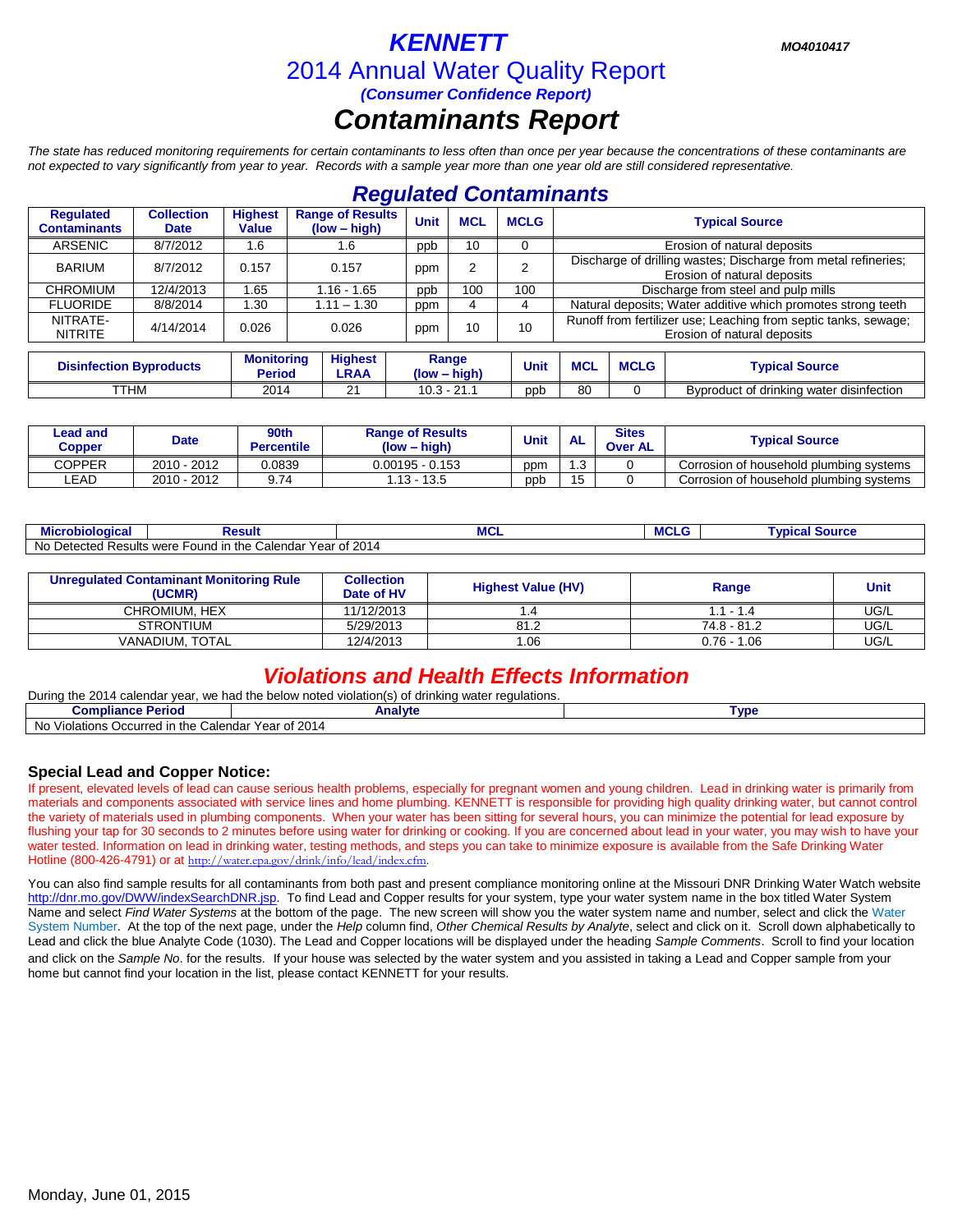# KENNETT

MO4010417

## 2014 Annual Water Quality Report

***(Consumer Confidence Report)***

# *Contaminants Report*

*The state has reduced monitoring requirements for certain contaminants to less often than once per year because the concentrations of these contaminants are not expected to vary significantly from year to year. Records with a sample year more than one year old are still considered representative.*

## *Regulated Contaminants*

| Regulated Contaminants | Collection Date | Highest Value | Range of Results (low – high) | Unit | MCL | MCLG | Typical Source |
|---|---|---|---|---|---|---|---|
| ARSENIC | 8/7/2012 | 1.6 | 1.6 | ppb | 10 | 0 | Erosion of natural deposits |
| BARIUM | 8/7/2012 | 0.157 | 0.157 | ppm | 2 | 2 | Discharge of drilling wastes; Discharge from metal refineries; Erosion of natural deposits |
| CHROMIUM | 12/4/2013 | 1.65 | 1.16 - 1.65 | ppb | 100 | 100 | Discharge from steel and pulp mills |
| FLUORIDE | 8/8/2014 | 1.30 | 1.11 – 1.30 | ppm | 4 | 4 | Natural deposits; Water additive which promotes strong teeth |
| NITRATE-NITRITE | 4/14/2014 | 0.026 | 0.026 | ppm | 10 | 10 | Runoff from fertilizer use; Leaching from septic tanks, sewage; Erosion of natural deposits |

| Disinfection Byproducts | Monitoring Period | Highest LRAA | Range (low – high) | Unit | MCL | MCLG | Typical Source |
|---|---|---|---|---|---|---|---|
| TTHM | 2014 | 21 | 10.3 - 21.1 | ppb | 80 | 0 | Byproduct of drinking water disinfection |

| Lead and Copper | Date | 90th Percentile | Range of Results (low – high) | Unit | AL | Sites Over AL | Typical Source |
|---|---|---|---|---|---|---|---|
| COPPER | 2010 - 2012 | 0.0839 | 0.00195 - 0.153 | ppm | 1.3 | 0 | Corrosion of household plumbing systems |
| LEAD | 2010 - 2012 | 9.74 | 1.13 - 13.5 | ppb | 15 | 0 | Corrosion of household plumbing systems |

| Microbiological | Result | MCL | MCLG | Typical Source |
|---|---|---|---|---|
| No Detected Results were Found in the Calendar Year of 2014 | | | | |

| Unregulated Contaminant Monitoring Rule (UCMR) | Collection Date of HV | Highest Value (HV) | Range | Unit |
|---|---|---|---|---|
| CHROMIUM, HEX | 11/12/2013 | 1.4 | 1.1 - 1.4 | UG/L |
| STRONTIUM | 5/29/2013 | 81.2 | 74.8 - 81.2 | UG/L |
| VANADIUM, TOTAL | 12/4/2013 | 1.06 | 0.76 - 1.06 | UG/L |

## *Violations and Health Effects Information*

During the 2014 calendar year, we had the below noted violation(s) of drinking water regulations.

| Compliance Period | Analyte | Type |
|---|---|---|
| No Violations Occurred in the Calendar Year of 2014 | | |

### Special Lead and Copper Notice:

If present, elevated levels of lead can cause serious health problems, especially for pregnant women and young children. Lead in drinking water is primarily from materials and components associated with service lines and home plumbing. KENNETT is responsible for providing high quality drinking water, but cannot control the variety of materials used in plumbing components. When your water has been sitting for several hours, you can minimize the potential for lead exposure by flushing your tap for 30 seconds to 2 minutes before using water for drinking or cooking. If you are concerned about lead in your water, you may wish to have your water tested. Information on lead in drinking water, testing methods, and steps you can take to minimize exposure is available from the Safe Drinking Water Hotline (800-426-4791) or at http://water.epa.gov/drink/info/lead/index.cfm.

You can also find sample results for all contaminants from both past and present compliance monitoring online at the Missouri DNR Drinking Water Watch website http://dnr.mo.gov/DWW/indexSearchDNR.jsp. To find Lead and Copper results for your system, type your water system name in the box titled Water System Name and select *Find Water Systems* at the bottom of the page. The new screen will show you the water system name and number, select and click the Water System Number. At the top of the next page, under the *Help* column find, *Other Chemical Results by Analyte*, select and click on it. Scroll down alphabetically to Lead and click the blue Analyte Code (1030). The Lead and Copper locations will be displayed under the heading *Sample Comments*. Scroll to find your location and click on the *Sample No*. for the results. If your house was selected by the water system and you assisted in taking a Lead and Copper sample from your home but cannot find your location in the list, please contact KENNETT for your results.

Monday, June 01, 2015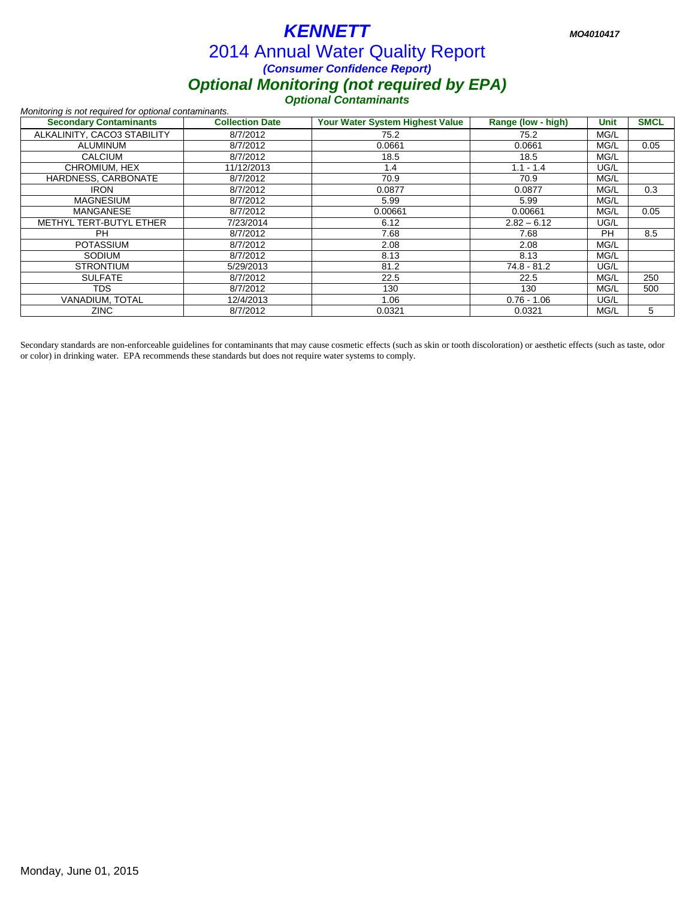# KENNETT

MO4010417

## 2014 Annual Water Quality Report

***(Consumer Confidence Report)***

## *Optional Monitoring (not required by EPA)*

***Optional Contaminants***

*Monitoring is not required for optional contaminants.*

| Secondary Contaminants | Collection Date | Your Water System Highest Value | Range (low - high) | Unit | SMCL |
|---|---|---|---|---|---|
| ALKALINITY, CACO3 STABILITY | 8/7/2012 | 75.2 | 75.2 | MG/L | |
| ALUMINUM | 8/7/2012 | 0.0661 | 0.0661 | MG/L | 0.05 |
| CALCIUM | 8/7/2012 | 18.5 | 18.5 | MG/L | |
| CHROMIUM, HEX | 11/12/2013 | 1.4 | 1.1 - 1.4 | UG/L | |
| HARDNESS, CARBONATE | 8/7/2012 | 70.9 | 70.9 | MG/L | |
| IRON | 8/7/2012 | 0.0877 | 0.0877 | MG/L | 0.3 |
| MAGNESIUM | 8/7/2012 | 5.99 | 5.99 | MG/L | |
| MANGANESE | 8/7/2012 | 0.00661 | 0.00661 | MG/L | 0.05 |
| METHYL TERT-BUTYL ETHER | 7/23/2014 | 6.12 | 2.82 – 6.12 | UG/L | |
| PH | 8/7/2012 | 7.68 | 7.68 | PH | 8.5 |
| POTASSIUM | 8/7/2012 | 2.08 | 2.08 | MG/L | |
| SODIUM | 8/7/2012 | 8.13 | 8.13 | MG/L | |
| STRONTIUM | 5/29/2013 | 81.2 | 74.8 - 81.2 | UG/L | |
| SULFATE | 8/7/2012 | 22.5 | 22.5 | MG/L | 250 |
| TDS | 8/7/2012 | 130 | 130 | MG/L | 500 |
| VANADIUM, TOTAL | 12/4/2013 | 1.06 | 0.76 - 1.06 | UG/L | |
| ZINC | 8/7/2012 | 0.0321 | 0.0321 | MG/L | 5 |

Secondary standards are non-enforceable guidelines for contaminants that may cause cosmetic effects (such as skin or tooth discoloration) or aesthetic effects (such as taste, odor or color) in drinking water. EPA recommends these standards but does not require water systems to comply.

Monday, June 01, 2015